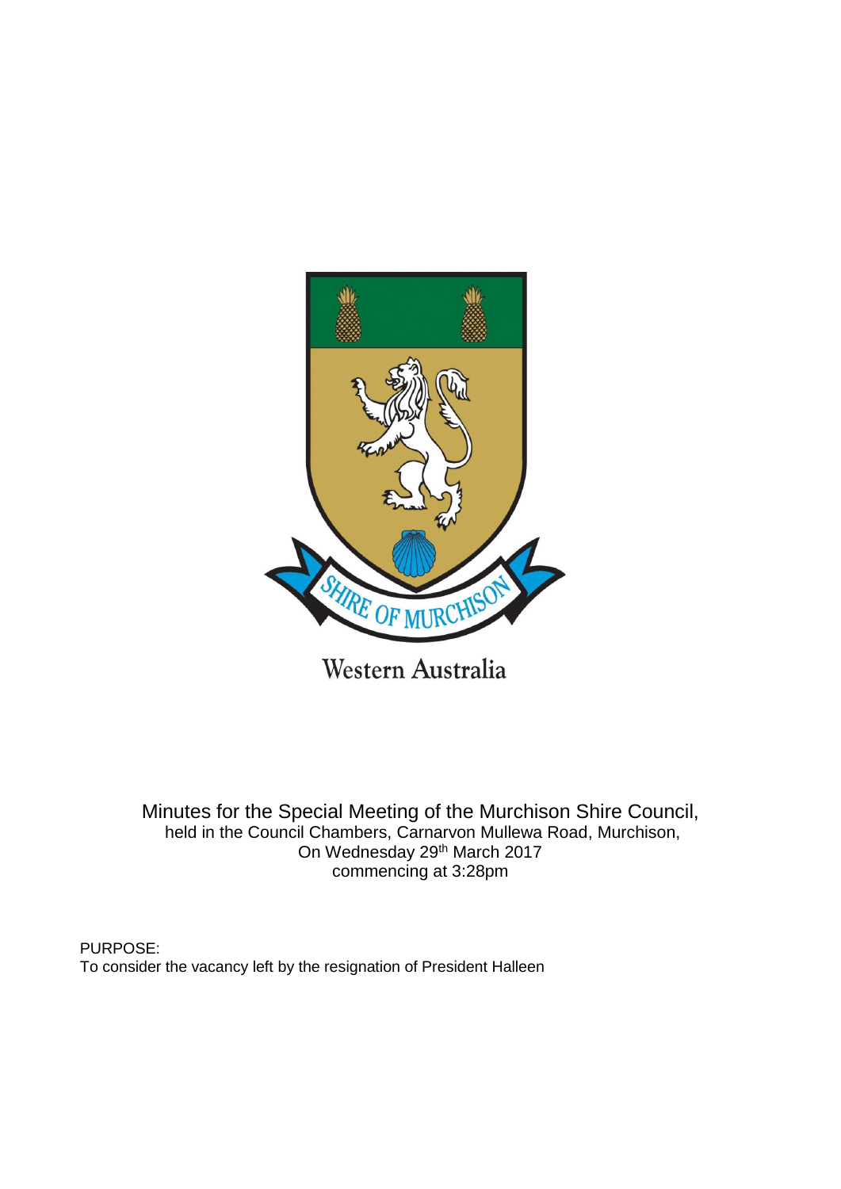SHIRE OF MURCHISON

Western Australia

Minutes for the Special Meeting of the Murchison Shire Council,
held in the Council Chambers, Carnarvon Mullewa Road, Murchison,
On Wednesday 29th March 2017
commencing at 3:28pm

PURPOSE:
To consider the vacancy left by the resignation of President Halleen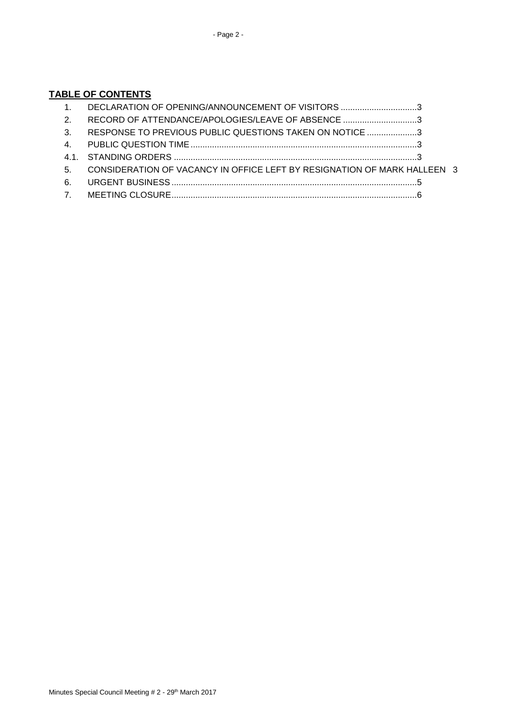**TABLE OF CONTENTS**

1. DECLARATION OF OPENING/ANNOUNCEMENT OF VISITORS ................................3
2. RECORD OF ATTENDANCE/APOLOGIES/LEAVE OF ABSENCE ...............................3
3. RESPONSE TO PREVIOUS PUBLIC QUESTIONS TAKEN ON NOTICE .....................3
4. PUBLIC QUESTION TIME ..............................................................................................3

4.1. STANDING ORDERS .....................................................................................................3

5. CONSIDERATION OF VACANCY IN OFFICE LEFT BY RESIGNATION OF MARK HALLEEN 3
6. URGENT BUSINESS .......................................................................................................5
7. MEETING CLOSURE.......................................................................................................6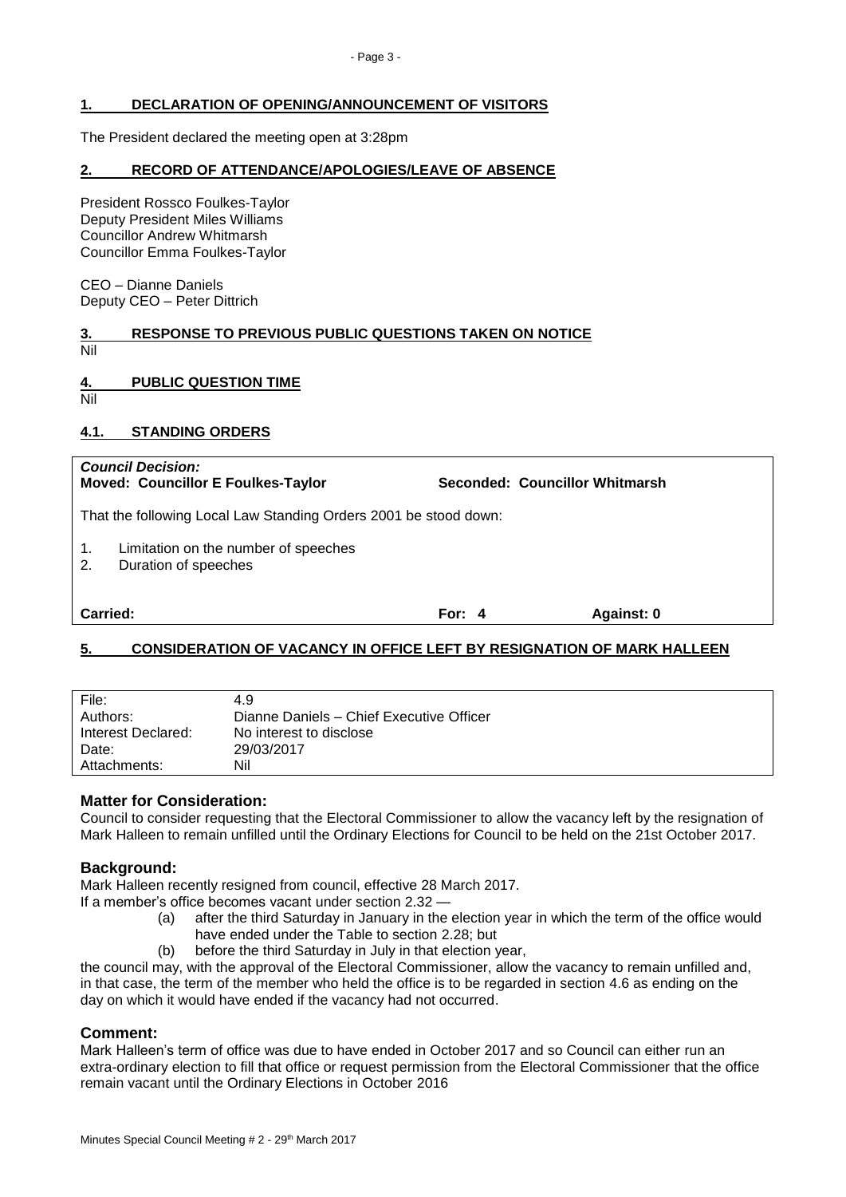## 1. DECLARATION OF OPENING/ANNOUNCEMENT OF VISITORS

The President declared the meeting open at 3:28pm

## 2. RECORD OF ATTENDANCE/APOLOGIES/LEAVE OF ABSENCE

President Rossco Foulkes-Taylor
Deputy President Miles Williams
Councillor Andrew Whitmarsh
Councillor Emma Foulkes-Taylor

CEO – Dianne Daniels
Deputy CEO – Peter Dittrich

## 3. RESPONSE TO PREVIOUS PUBLIC QUESTIONS TAKEN ON NOTICE

Nil

## 4. PUBLIC QUESTION TIME

Nil

### 4.1. STANDING ORDERS

***Council Decision:***
**Moved: Councillor E Foulkes-Taylor** **Seconded: Councillor Whitmarsh**

That the following Local Law Standing Orders 2001 be stood down:

1. Limitation on the number of speeches
2. Duration of speeches

**Carried:** **For: 4** **Against: 0**

## 5. CONSIDERATION OF VACANCY IN OFFICE LEFT BY RESIGNATION OF MARK HALLEEN

| | |
|---|---|
| File: | 4.9 |
| Authors: | Dianne Daniels – Chief Executive Officer |
| Interest Declared: | No interest to disclose |
| Date: | 29/03/2017 |
| Attachments: | Nil |

### Matter for Consideration:

Council to consider requesting that the Electoral Commissioner to allow the vacancy left by the resignation of Mark Halleen to remain unfilled until the Ordinary Elections for Council to be held on the 21st October 2017.

### Background:

Mark Halleen recently resigned from council, effective 28 March 2017.
If a member's office becomes vacant under section 2.32 —

(a) after the third Saturday in January in the election year in which the term of the office would have ended under the Table to section 2.28; but
(b) before the third Saturday in July in that election year,

the council may, with the approval of the Electoral Commissioner, allow the vacancy to remain unfilled and, in that case, the term of the member who held the office is to be regarded in section 4.6 as ending on the day on which it would have ended if the vacancy had not occurred.

### Comment:

Mark Halleen's term of office was due to have ended in October 2017 and so Council can either run an extra-ordinary election to fill that office or request permission from the Electoral Commissioner that the office remain vacant until the Ordinary Elections in October 2016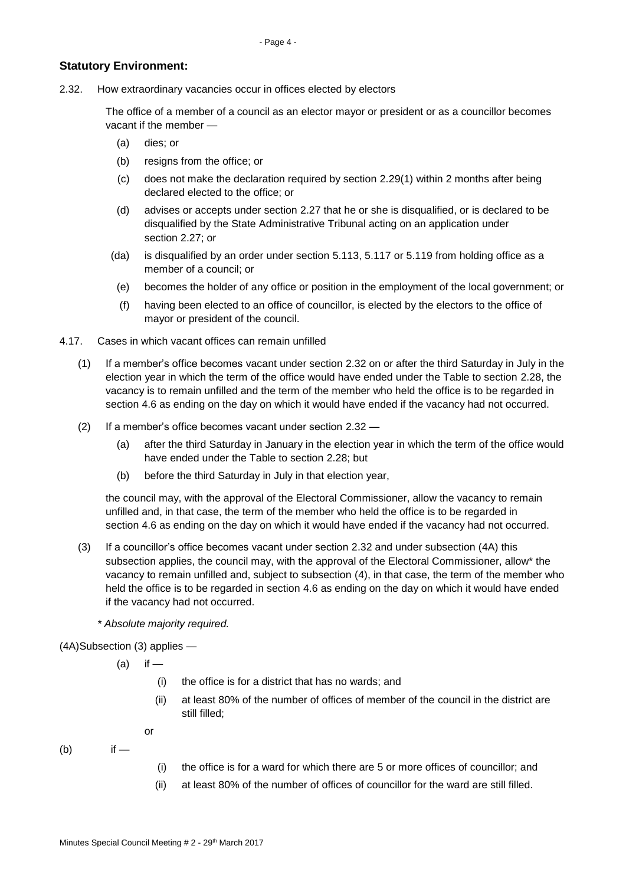## Statutory Environment:

2.32. How extraordinary vacancies occur in offices elected by electors

The office of a member of a council as an elector mayor or president or as a councillor becomes vacant if the member —

- (a) dies; or
- (b) resigns from the office; or
- (c) does not make the declaration required by section 2.29(1) within 2 months after being declared elected to the office; or
- (d) advises or accepts under section 2.27 that he or she is disqualified, or is declared to be disqualified by the State Administrative Tribunal acting on an application under section 2.27; or
- (da) is disqualified by an order under section 5.113, 5.117 or 5.119 from holding office as a member of a council; or
- (e) becomes the holder of any office or position in the employment of the local government; or
- (f) having been elected to an office of councillor, is elected by the electors to the office of mayor or president of the council.

4.17. Cases in which vacant offices can remain unfilled

(1) If a member's office becomes vacant under section 2.32 on or after the third Saturday in July in the election year in which the term of the office would have ended under the Table to section 2.28, the vacancy is to remain unfilled and the term of the member who held the office is to be regarded in section 4.6 as ending on the day on which it would have ended if the vacancy had not occurred.

(2) If a member's office becomes vacant under section 2.32 —

- (a) after the third Saturday in January in the election year in which the term of the office would have ended under the Table to section 2.28; but
- (b) before the third Saturday in July in that election year,

the council may, with the approval of the Electoral Commissioner, allow the vacancy to remain unfilled and, in that case, the term of the member who held the office is to be regarded in section 4.6 as ending on the day on which it would have ended if the vacancy had not occurred.

(3) If a councillor's office becomes vacant under section 2.32 and under subsection (4A) this subsection applies, the council may, with the approval of the Electoral Commissioner, allow* the vacancy to remain unfilled and, subject to subsection (4), in that case, the term of the member who held the office is to be regarded in section 4.6 as ending on the day on which it would have ended if the vacancy had not occurred.

*\* Absolute majority required.*

(4A) Subsection (3) applies —

- (a) if —
  - (i) the office is for a district that has no wards; and
  - (ii) at least 80% of the number of offices of member of the council in the district are still filled;

  or
- (b) if —
  - (i) the office is for a ward for which there are 5 or more offices of councillor; and
  - (ii) at least 80% of the number of offices of councillor for the ward are still filled.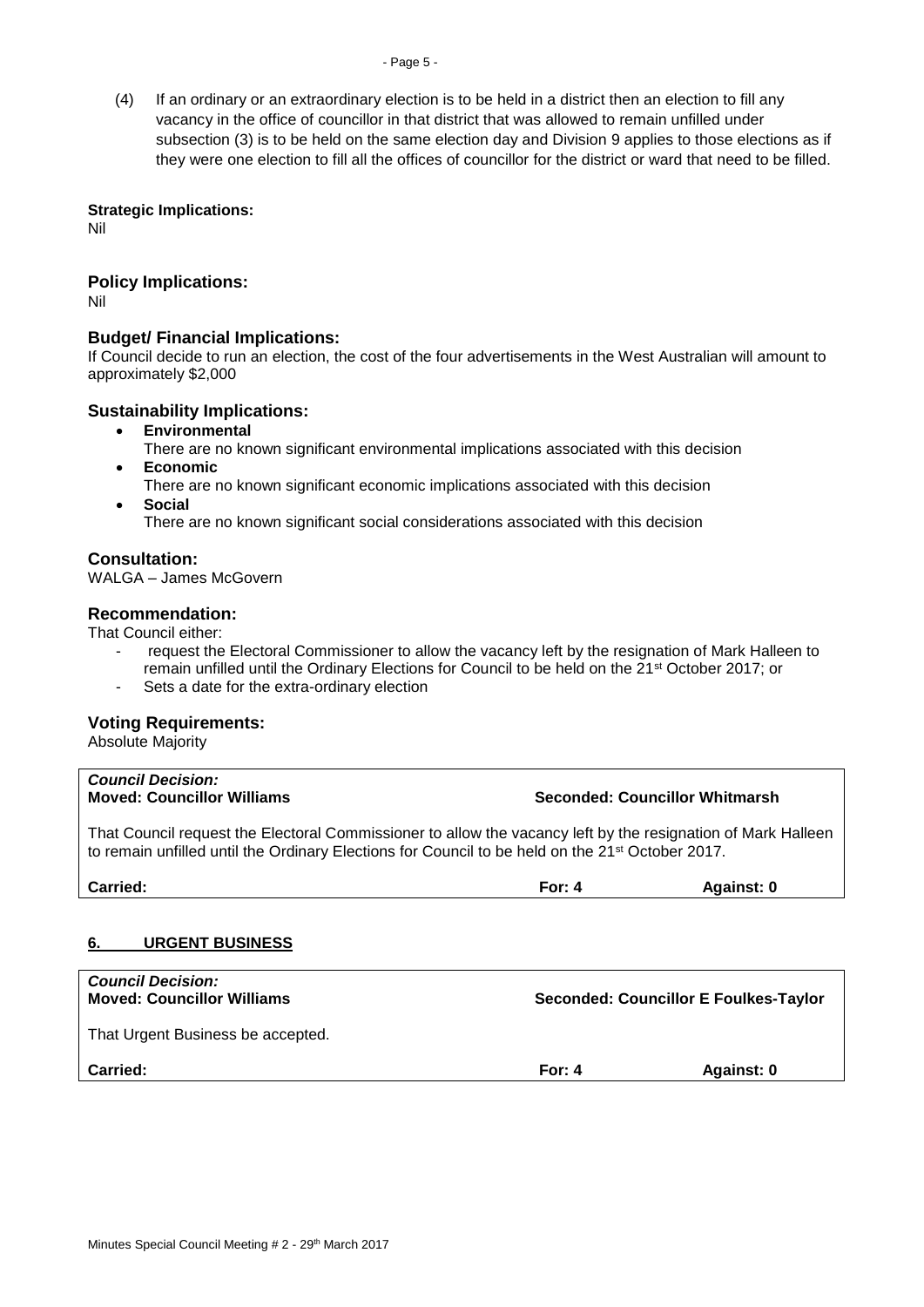(4) If an ordinary or an extraordinary election is to be held in a district then an election to fill any vacancy in the office of councillor in that district that was allowed to remain unfilled under subsection (3) is to be held on the same election day and Division 9 applies to those elections as if they were one election to fill all the offices of councillor for the district or ward that need to be filled.

**Strategic Implications:**
Nil

### Policy Implications:
Nil

### Budget/ Financial Implications:
If Council decide to run an election, the cost of the four advertisements in the West Australian will amount to approximately $2,000

### Sustainability Implications:
- **Environmental**
  There are no known significant environmental implications associated with this decision
- **Economic**
  There are no known significant economic implications associated with this decision
- **Social**
  There are no known significant social considerations associated with this decision

### Consultation:
WALGA – James McGovern

### Recommendation:
That Council either:

- request the Electoral Commissioner to allow the vacancy left by the resignation of Mark Halleen to remain unfilled until the Ordinary Elections for Council to be held on the 21st October 2017; or
- Sets a date for the extra-ordinary election

### Voting Requirements:
Absolute Majority

***Council Decision:***
**Moved: Councillor Williams** **Seconded: Councillor Whitmarsh**

That Council request the Electoral Commissioner to allow the vacancy left by the resignation of Mark Halleen to remain unfilled until the Ordinary Elections for Council to be held on the 21st October 2017.

**Carried:** **For: 4** **Against: 0**

## 6. URGENT BUSINESS

***Council Decision:***
**Moved: Councillor Williams** **Seconded: Councillor E Foulkes-Taylor**

That Urgent Business be accepted.

**Carried:** **For: 4** **Against: 0**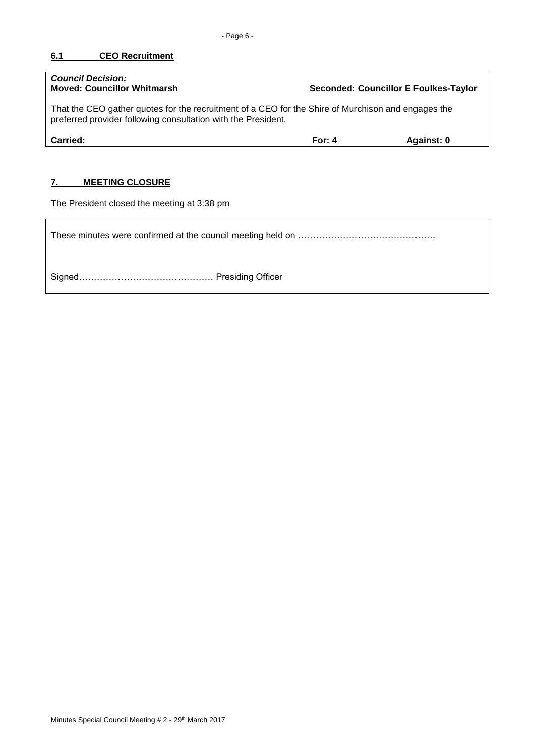## 6.1 CEO Recruitment

***Council Decision:***

**Moved: Councillor Whitmarsh** **Seconded: Councillor E Foulkes-Taylor**

That the CEO gather quotes for the recruitment of a CEO for the Shire of Murchison and engages the preferred provider following consultation with the President.

**Carried:** **For: 4** **Against: 0**

## 7. MEETING CLOSURE

The President closed the meeting at 3:38 pm

These minutes were confirmed at the council meeting held on ……………………………………….

Signed……………………………………… Presiding Officer